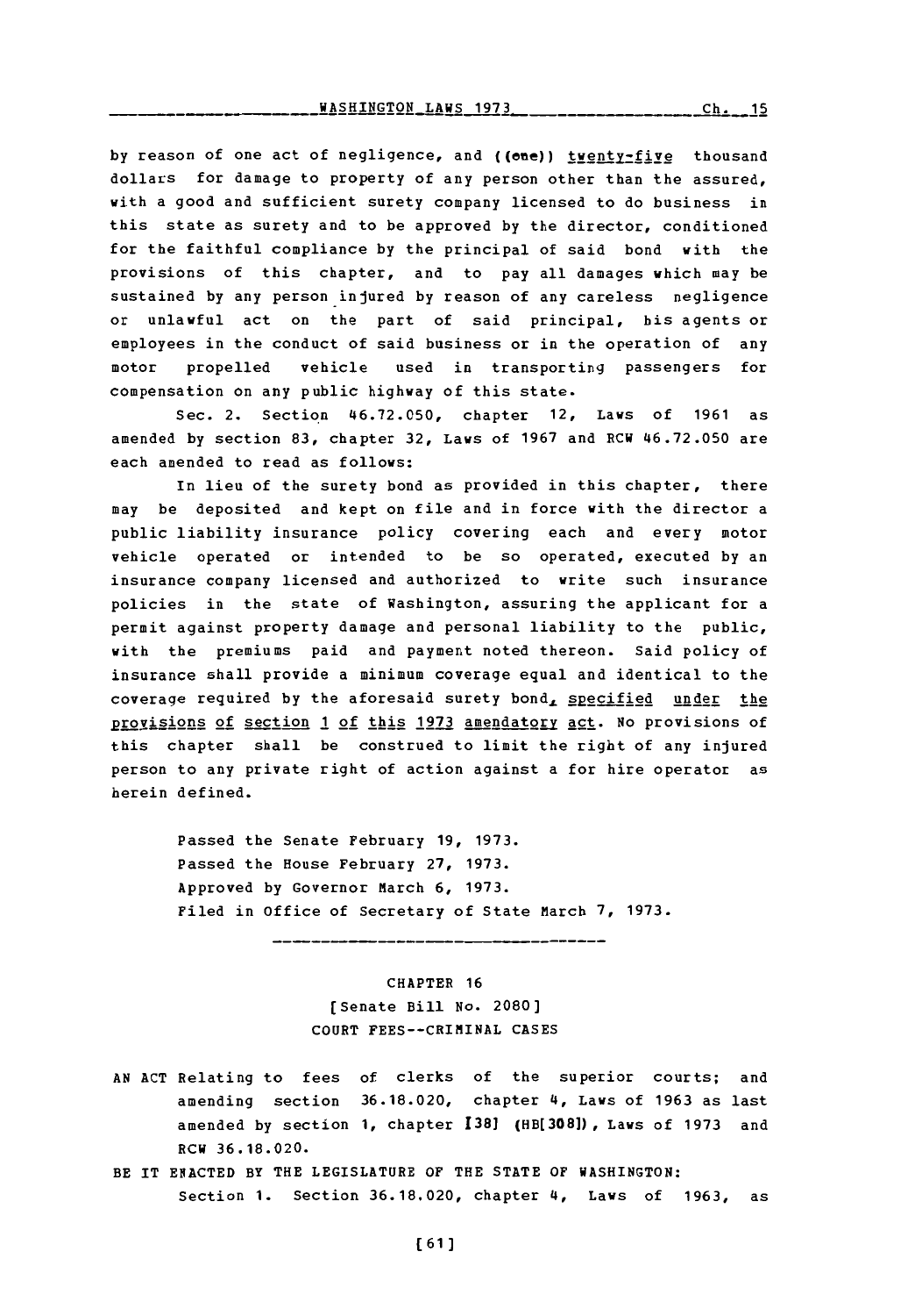by reason of one act of negligence, and ((one)) twenty-five thousand dollars for damage to property of any person other than the assured, with a good and sufficient surety company licensed to do business in this state as surety and to be approved by the director, conditioned for the faithful compliance by the principal of said bond with the provisions of this chapter, and to pay all damages which may be sustained by any person injured by reason of any careless negligence or unlawful act on the part of said principal, his agents or employees in the conduct of said business or in the operation of any motor propelled vehicle used in transporting passengers for compensation on any public highway of this state.

Sec. 2. Section 46.72.050, chapter 12, Laws of 1961 as amended by section 83, chapter 32, Laws of 1967 and RCW 46.72.050 are each amended to read as follows:

In lieu of the surety bond as provided in this chapter, there may be deposited and kept on file and in force with the director a public liability insurance policy covering each and every motor vehicle operated or intended to be so operated, executed by an insurance company licensed and authorized to write such insurance policies in the state of Washington, assuring the applicant for a permit against property damage and personal liability to the public, with the premiums paid and payment noted thereon. Said policy of insurance shall provide a minimum coverage equal and identical to the coverage required by the aforesaid surety bond, specified under the provisions of section 1 of this 1973 amendatory act. No provisions of this chapter shall be construed to limit the right of any injured person to any private right of action against a for hire operator as herein defined.

Passed the Senate February 19, 1973.
Passed the House February 27, 1973.
Approved by Governor March 6, 1973.
Filed in Office of Secretary of State March 7, 1973.

---

## CHAPTER 16
### [Senate Bill No. 2080]
### COURT FEES--CRIMINAL CASES

AN ACT Relating to fees of clerks of the superior courts; and amending section 36.18.020, chapter 4, Laws of 1963 as last amended by section 1, chapter [38] (HB[308]), Laws of 1973 and RCW 36.18.020.

BE IT ENACTED BY THE LEGISLATURE OF THE STATE OF WASHINGTON:

Section 1. Section 36.18.020, chapter 4, Laws of 1963, as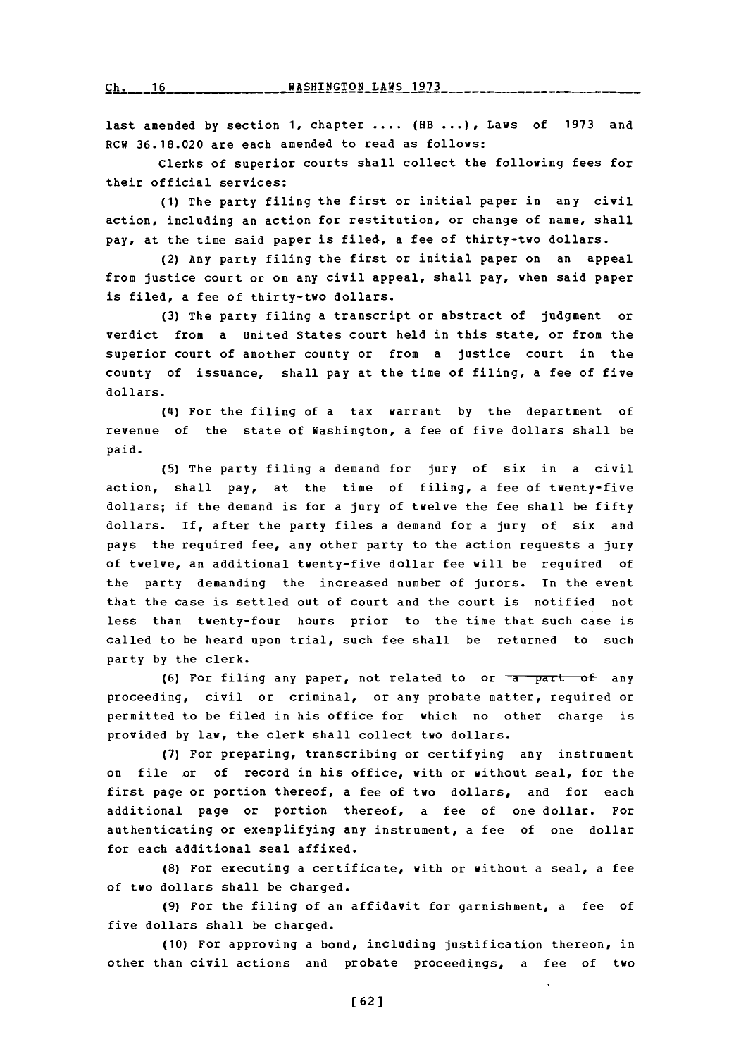last amended by section 1, chapter .... (HB ...), Laws of 1973 and RCW 36.18.020 are each amended to read as follows:

Clerks of superior courts shall collect the following fees for their official services:

(1) The party filing the first or initial paper in any civil action, including an action for restitution, or change of name, shall pay, at the time said paper is filed, a fee of thirty-two dollars.

(2) Any party filing the first or initial paper on an appeal from justice court or on any civil appeal, shall pay, when said paper is filed, a fee of thirty-two dollars.

(3) The party filing a transcript or abstract of judgment or verdict from a United States court held in this state, or from the superior court of another county or from a justice court in the county of issuance, shall pay at the time of filing, a fee of five dollars.

(4) For the filing of a tax warrant by the department of revenue of the state of Washington, a fee of five dollars shall be paid.

(5) The party filing a demand for jury of six in a civil action, shall pay, at the time of filing, a fee of twenty-five dollars; if the demand is for a jury of twelve the fee shall be fifty dollars. If, after the party files a demand for a jury of six and pays the required fee, any other party to the action requests a jury of twelve, an additional twenty-five dollar fee will be required of the party demanding the increased number of jurors. In the event that the case is settled out of court and the court is notified not less than twenty-four hours prior to the time that such case is called to be heard upon trial, such fee shall be returned to such party by the clerk.

(6) For filing any paper, not related to or ~~a part of~~ any proceeding, civil or criminal, or any probate matter, required or permitted to be filed in his office for which no other charge is provided by law, the clerk shall collect two dollars.

(7) For preparing, transcribing or certifying any instrument on file or of record in his office, with or without seal, for the first page or portion thereof, a fee of two dollars, and for each additional page or portion thereof, a fee of one dollar. For authenticating or exemplifying any instrument, a fee of one dollar for each additional seal affixed.

(8) For executing a certificate, with or without a seal, a fee of two dollars shall be charged.

(9) For the filing of an affidavit for garnishment, a fee of five dollars shall be charged.

(10) For approving a bond, including justification thereon, in other than civil actions and probate proceedings, a fee of two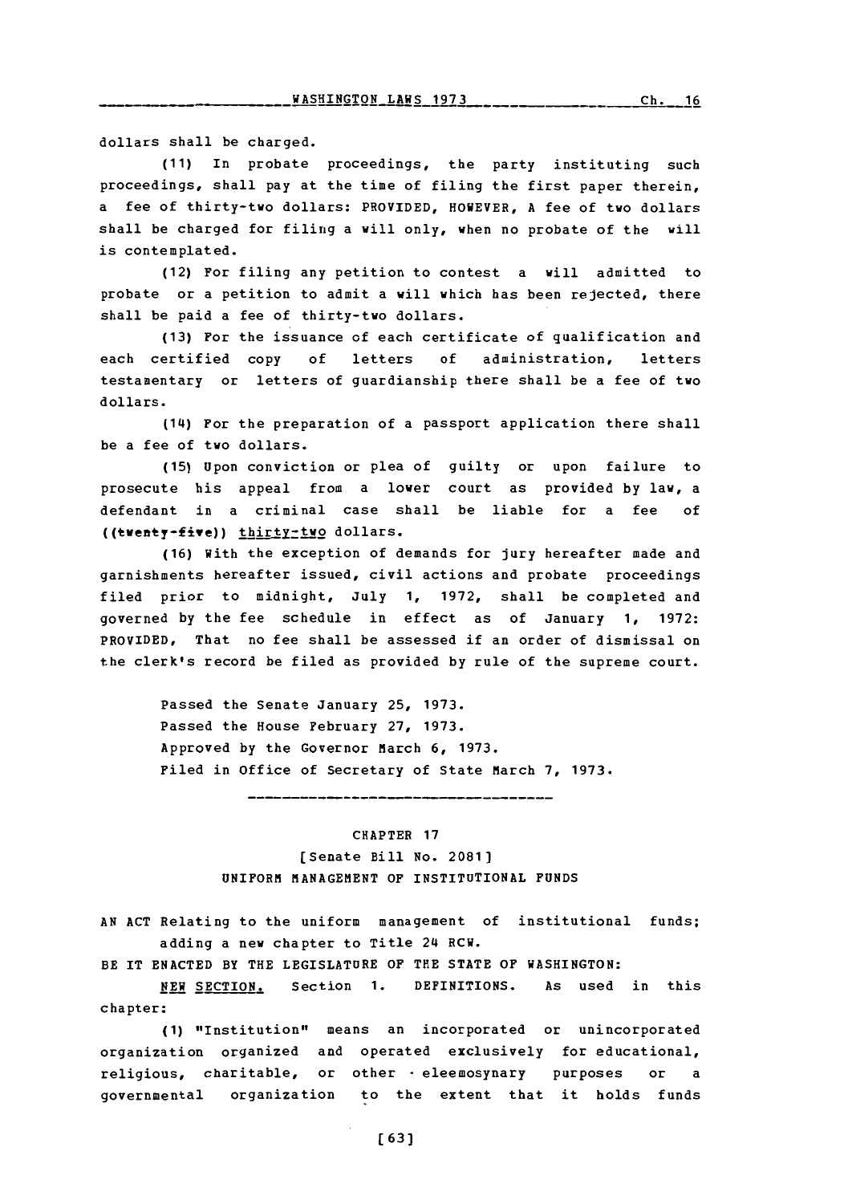dollars shall be charged.

(11) In probate proceedings, the party instituting such proceedings, shall pay at the time of filing the first paper therein, a fee of thirty-two dollars: PROVIDED, HOWEVER, A fee of two dollars shall be charged for filing a will only, when no probate of the will is contemplated.

(12) For filing any petition to contest a will admitted to probate or a petition to admit a will which has been rejected, there shall be paid a fee of thirty-two dollars.

(13) For the issuance of each certificate of qualification and each certified copy of letters of administration, letters testamentary or letters of guardianship there shall be a fee of two dollars.

(14) For the preparation of a passport application there shall be a fee of two dollars.

(15) Upon conviction or plea of guilty or upon failure to prosecute his appeal from a lower court as provided by law, a defendant in a criminal case shall be liable for a fee of ((twenty-five)) thirty-two dollars.

(16) With the exception of demands for jury hereafter made and garnishments hereafter issued, civil actions and probate proceedings filed prior to midnight, July 1, 1972, shall be completed and governed by the fee schedule in effect as of January 1, 1972: PROVIDED, That no fee shall be assessed if an order of dismissal on the clerk's record be filed as provided by rule of the supreme court.

Passed the Senate January 25, 1973.
Passed the House February 27, 1973.
Approved by the Governor March 6, 1973.
Filed in Office of Secretary of State March 7, 1973.

---

## CHAPTER 17

### [Senate Bill No. 2081]

### UNIFORM MANAGEMENT OF INSTITUTIONAL FUNDS

AN ACT Relating to the uniform management of institutional funds; adding a new chapter to Title 24 RCW.

BE IT ENACTED BY THE LEGISLATURE OF THE STATE OF WASHINGTON:

NEW SECTION. Section 1. DEFINITIONS. As used in this chapter:

(1) "Institution" means an incorporated or unincorporated organization organized and operated exclusively for educational, religious, charitable, or other eleemosynary purposes or a governmental organization to the extent that it holds funds